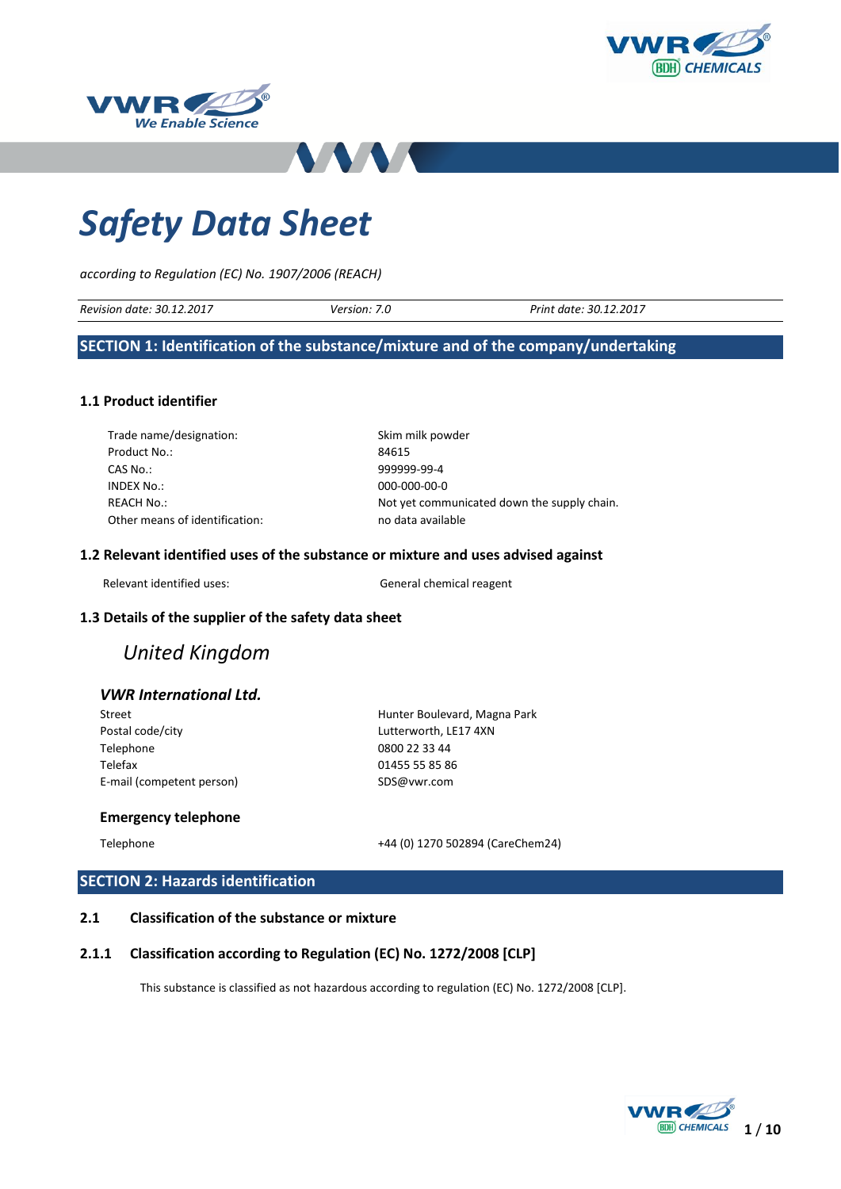# Safety Data Sheet

*according to Regulation (EC) No. 1907/2006 (REACH)*

| Revision date: 30.12.2017 | Version: 7.0 | Print date: 30.12.2017 |
|---|---|---|

## SECTION 1: Identification of the substance/mixture and of the company/undertaking

### 1.1 Product identifier

| | |
|---|---|
| Trade name/designation: | Skim milk powder |
| Product No.: | 84615 |
| CAS No.: | 999999-99-4 |
| INDEX No.: | 000-000-00-0 |
| REACH No.: | Not yet communicated down the supply chain. |
| Other means of identification: | no data available |

### 1.2 Relevant identified uses of the substance or mixture and uses advised against

| | |
|---|---|
| Relevant identified uses: | General chemical reagent |

### 1.3 Details of the supplier of the safety data sheet

*United Kingdom*

***VWR International Ltd.***

| | |
|---|---|
| Street | Hunter Boulevard, Magna Park |
| Postal code/city | Lutterworth, LE17 4XN |
| Telephone | 0800 22 33 44 |
| Telefax | 01455 55 85 86 |
| E-mail (competent person) | SDS@vwr.com |

**Emergency telephone**

| | |
|---|---|
| Telephone | +44 (0) 1270 502894 (CareChem24) |

## SECTION 2: Hazards identification

### 2.1 Classification of the substance or mixture

### 2.1.1 Classification according to Regulation (EC) No. 1272/2008 [CLP]

This substance is classified as not hazardous according to regulation (EC) No. 1272/2008 [CLP].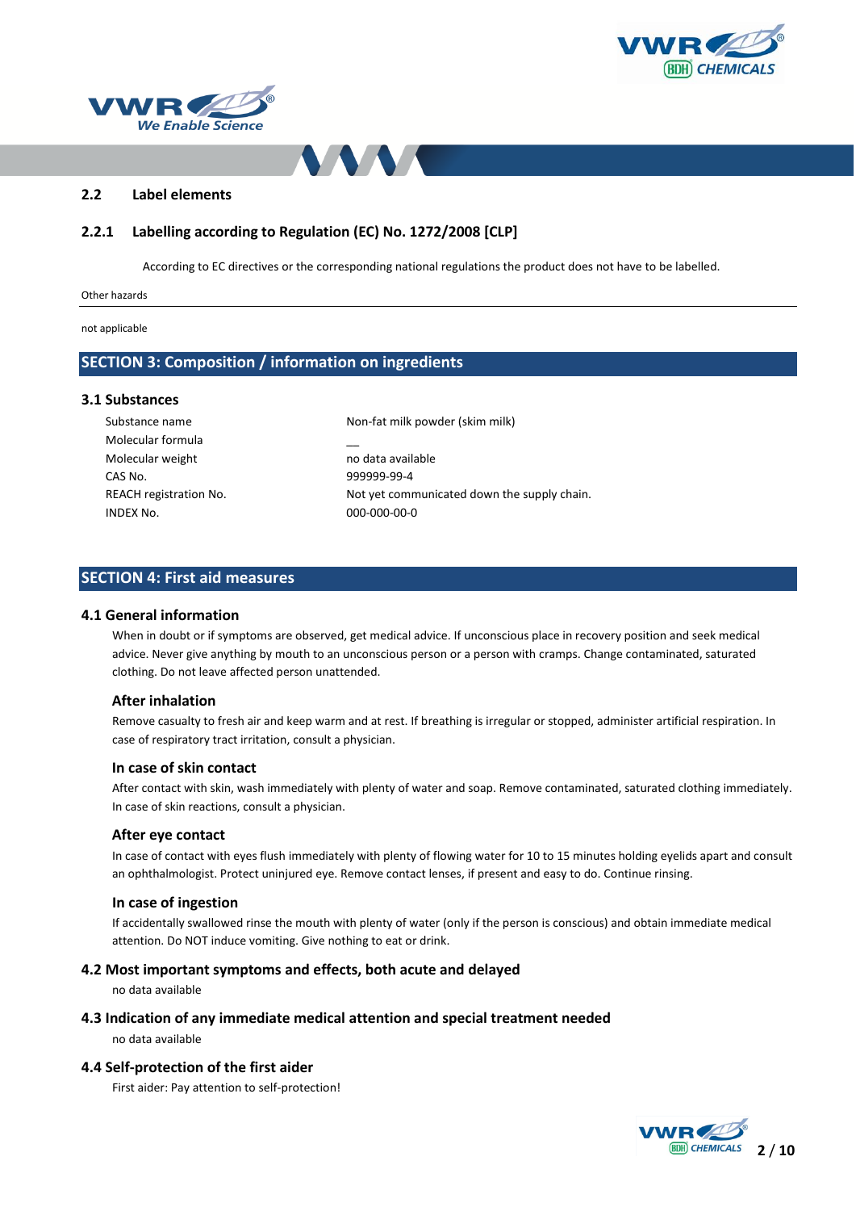### 2.2 Label elements

#### 2.2.1 Labelling according to Regulation (EC) No. 1272/2008 [CLP]

According to EC directives or the corresponding national regulations the product does not have to be labelled.

Other hazards

not applicable

## SECTION 3: Composition / information on ingredients

### 3.1 Substances

| | |
|---|---|
| Substance name | Non-fat milk powder (skim milk) |
| Molecular formula | — |
| Molecular weight | no data available |
| CAS No. | 999999-99-4 |
| REACH registration No. | Not yet communicated down the supply chain. |
| INDEX No. | 000-000-00-0 |

## SECTION 4: First aid measures

### 4.1 General information

When in doubt or if symptoms are observed, get medical advice. If unconscious place in recovery position and seek medical advice. Never give anything by mouth to an unconscious person or a person with cramps. Change contaminated, saturated clothing. Do not leave affected person unattended.

#### After inhalation

Remove casualty to fresh air and keep warm and at rest. If breathing is irregular or stopped, administer artificial respiration. In case of respiratory tract irritation, consult a physician.

#### In case of skin contact

After contact with skin, wash immediately with plenty of water and soap. Remove contaminated, saturated clothing immediately. In case of skin reactions, consult a physician.

#### After eye contact

In case of contact with eyes flush immediately with plenty of flowing water for 10 to 15 minutes holding eyelids apart and consult an ophthalmologist. Protect uninjured eye. Remove contact lenses, if present and easy to do. Continue rinsing.

#### In case of ingestion

If accidentally swallowed rinse the mouth with plenty of water (only if the person is conscious) and obtain immediate medical attention. Do NOT induce vomiting. Give nothing to eat or drink.

### 4.2 Most important symptoms and effects, both acute and delayed

no data available

### 4.3 Indication of any immediate medical attention and special treatment needed

no data available

### 4.4 Self-protection of the first aider

First aider: Pay attention to self-protection!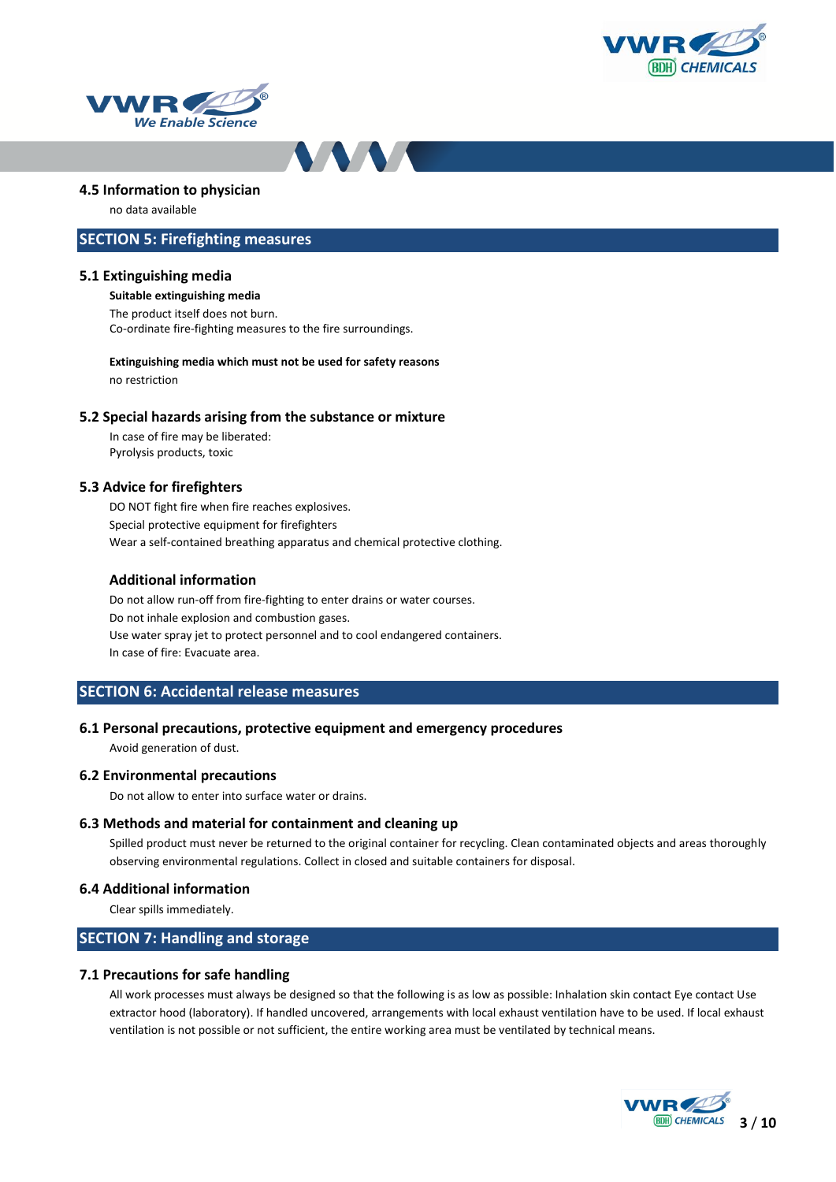### 4.5 Information to physician

no data available

## SECTION 5: Firefighting measures

### 5.1 Extinguishing media

**Suitable extinguishing media**

The product itself does not burn.
Co-ordinate fire-fighting measures to the fire surroundings.

**Extinguishing media which must not be used for safety reasons**

no restriction

### 5.2 Special hazards arising from the substance or mixture

In case of fire may be liberated:
Pyrolysis products, toxic

### 5.3 Advice for firefighters

DO NOT fight fire when fire reaches explosives.
Special protective equipment for firefighters
Wear a self-contained breathing apparatus and chemical protective clothing.

#### Additional information

Do not allow run-off from fire-fighting to enter drains or water courses.
Do not inhale explosion and combustion gases.
Use water spray jet to protect personnel and to cool endangered containers.
In case of fire: Evacuate area.

## SECTION 6: Accidental release measures

### 6.1 Personal precautions, protective equipment and emergency procedures

Avoid generation of dust.

### 6.2 Environmental precautions

Do not allow to enter into surface water or drains.

### 6.3 Methods and material for containment and cleaning up

Spilled product must never be returned to the original container for recycling. Clean contaminated objects and areas thoroughly observing environmental regulations. Collect in closed and suitable containers for disposal.

### 6.4 Additional information

Clear spills immediately.

## SECTION 7: Handling and storage

### 7.1 Precautions for safe handling

All work processes must always be designed so that the following is as low as possible: Inhalation skin contact Eye contact Use extractor hood (laboratory). If handled uncovered, arrangements with local exhaust ventilation have to be used. If local exhaust ventilation is not possible or not sufficient, the entire working area must be ventilated by technical means.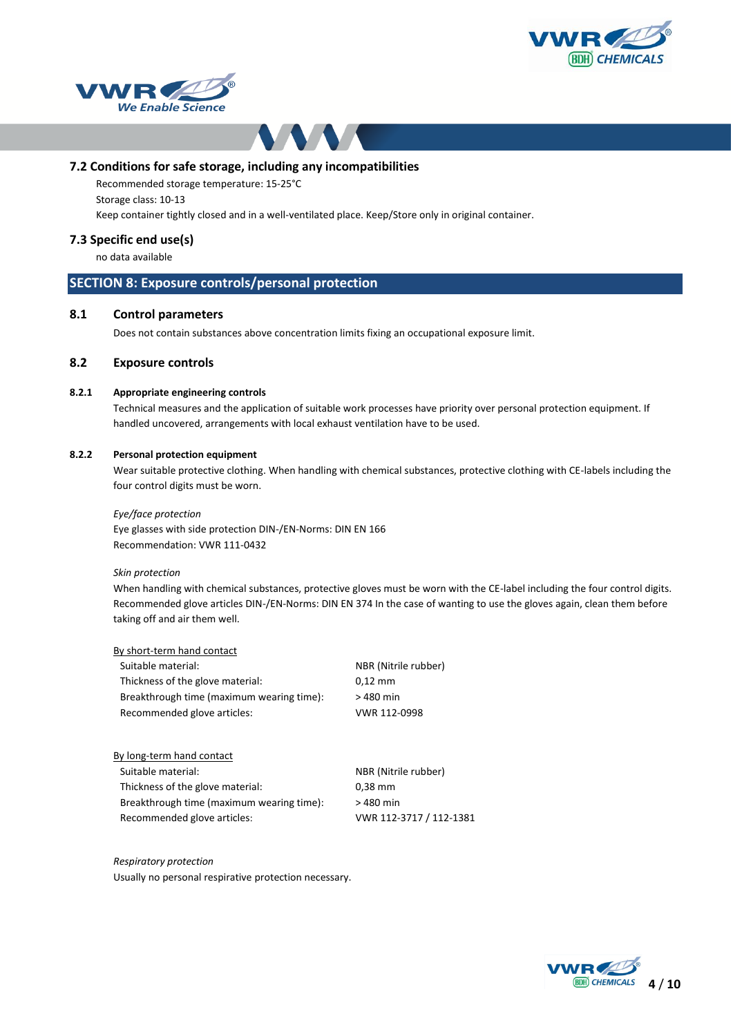## 7.2 Conditions for safe storage, including any incompatibilities

Recommended storage temperature: 15-25°C

Storage class: 10-13

Keep container tightly closed and in a well-ventilated place. Keep/Store only in original container.

## 7.3 Specific end use(s)

no data available

# SECTION 8: Exposure controls/personal protection

## 8.1 Control parameters

Does not contain substances above concentration limits fixing an occupational exposure limit.

## 8.2 Exposure controls

### 8.2.1 Appropriate engineering controls

Technical measures and the application of suitable work processes have priority over personal protection equipment. If handled uncovered, arrangements with local exhaust ventilation have to be used.

### 8.2.2 Personal protection equipment

Wear suitable protective clothing. When handling with chemical substances, protective clothing with CE-labels including the four control digits must be worn.

*Eye/face protection*

Eye glasses with side protection DIN-/EN-Norms: DIN EN 166

Recommendation: VWR 111-0432

*Skin protection*

When handling with chemical substances, protective gloves must be worn with the CE-label including the four control digits. Recommended glove articles DIN-/EN-Norms: DIN EN 374 In the case of wanting to use the gloves again, clean them before taking off and air them well.

By short-term hand contact

| | |
|---|---|
| Suitable material: | NBR (Nitrile rubber) |
| Thickness of the glove material: | 0,12 mm |
| Breakthrough time (maximum wearing time): | > 480 min |
| Recommended glove articles: | VWR 112-0998 |

By long-term hand contact

| | |
|---|---|
| Suitable material: | NBR (Nitrile rubber) |
| Thickness of the glove material: | 0,38 mm |
| Breakthrough time (maximum wearing time): | > 480 min |
| Recommended glove articles: | VWR 112-3717 / 112-1381 |

*Respiratory protection*

Usually no personal respirative protection necessary.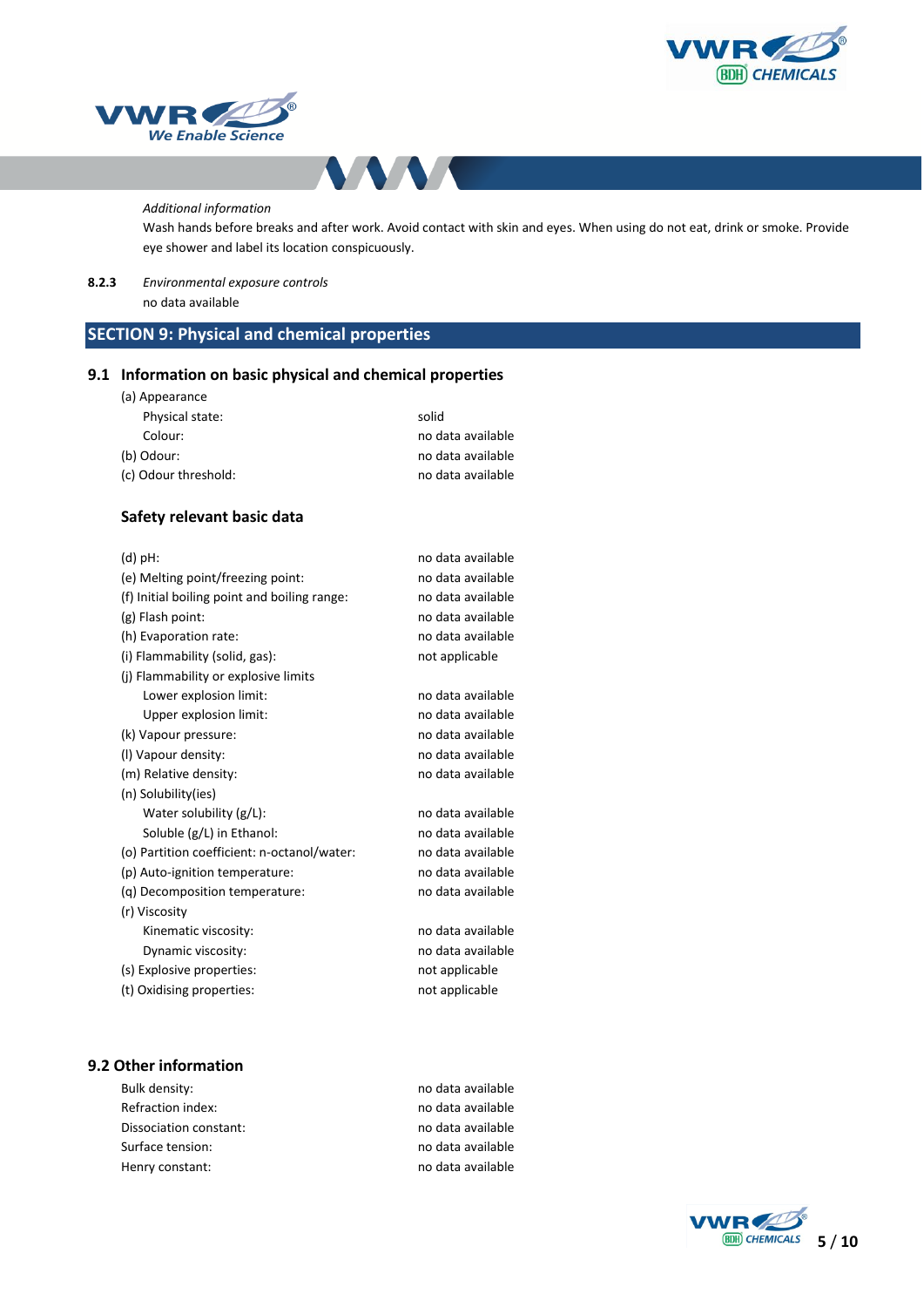*Additional information*

Wash hands before breaks and after work. Avoid contact with skin and eyes. When using do not eat, drink or smoke. Provide eye shower and label its location conspicuously.

**8.2.3** *Environmental exposure controls*

no data available

## SECTION 9: Physical and chemical properties

### 9.1 Information on basic physical and chemical properties

| | |
|---|---|
| (a) Appearance | |
| Physical state: | solid |
| Colour: | no data available |
| (b) Odour: | no data available |
| (c) Odour threshold: | no data available |

**Safety relevant basic data**

| | |
|---|---|
| (d) pH: | no data available |
| (e) Melting point/freezing point: | no data available |
| (f) Initial boiling point and boiling range: | no data available |
| (g) Flash point: | no data available |
| (h) Evaporation rate: | no data available |
| (i) Flammability (solid, gas): | not applicable |
| (j) Flammability or explosive limits | |
| Lower explosion limit: | no data available |
| Upper explosion limit: | no data available |
| (k) Vapour pressure: | no data available |
| (l) Vapour density: | no data available |
| (m) Relative density: | no data available |
| (n) Solubility(ies) | |
| Water solubility (g/L): | no data available |
| Soluble (g/L) in Ethanol: | no data available |
| (o) Partition coefficient: n-octanol/water: | no data available |
| (p) Auto-ignition temperature: | no data available |
| (q) Decomposition temperature: | no data available |
| (r) Viscosity | |
| Kinematic viscosity: | no data available |
| Dynamic viscosity: | no data available |
| (s) Explosive properties: | not applicable |
| (t) Oxidising properties: | not applicable |

### 9.2 Other information

| | |
|---|---|
| Bulk density: | no data available |
| Refraction index: | no data available |
| Dissociation constant: | no data available |
| Surface tension: | no data available |
| Henry constant: | no data available |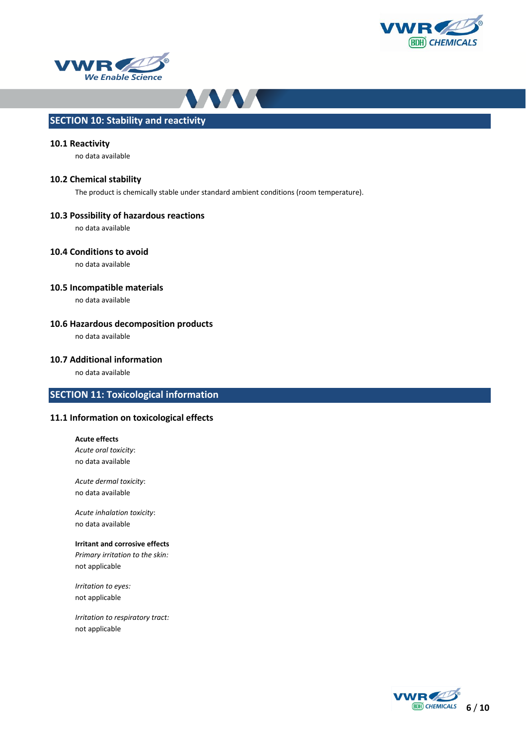## SECTION 10: Stability and reactivity

### 10.1 Reactivity

no data available

### 10.2 Chemical stability

The product is chemically stable under standard ambient conditions (room temperature).

### 10.3 Possibility of hazardous reactions

no data available

### 10.4 Conditions to avoid

no data available

### 10.5 Incompatible materials

no data available

### 10.6 Hazardous decomposition products

no data available

### 10.7 Additional information

no data available

## SECTION 11: Toxicological information

### 11.1 Information on toxicological effects

**Acute effects**

*Acute oral toxicity*:
no data available

*Acute dermal toxicity*:
no data available

*Acute inhalation toxicity*:
no data available

**Irritant and corrosive effects**

*Primary irritation to the skin:*
not applicable

*Irritation to eyes:*
not applicable

*Irritation to respiratory tract:*
not applicable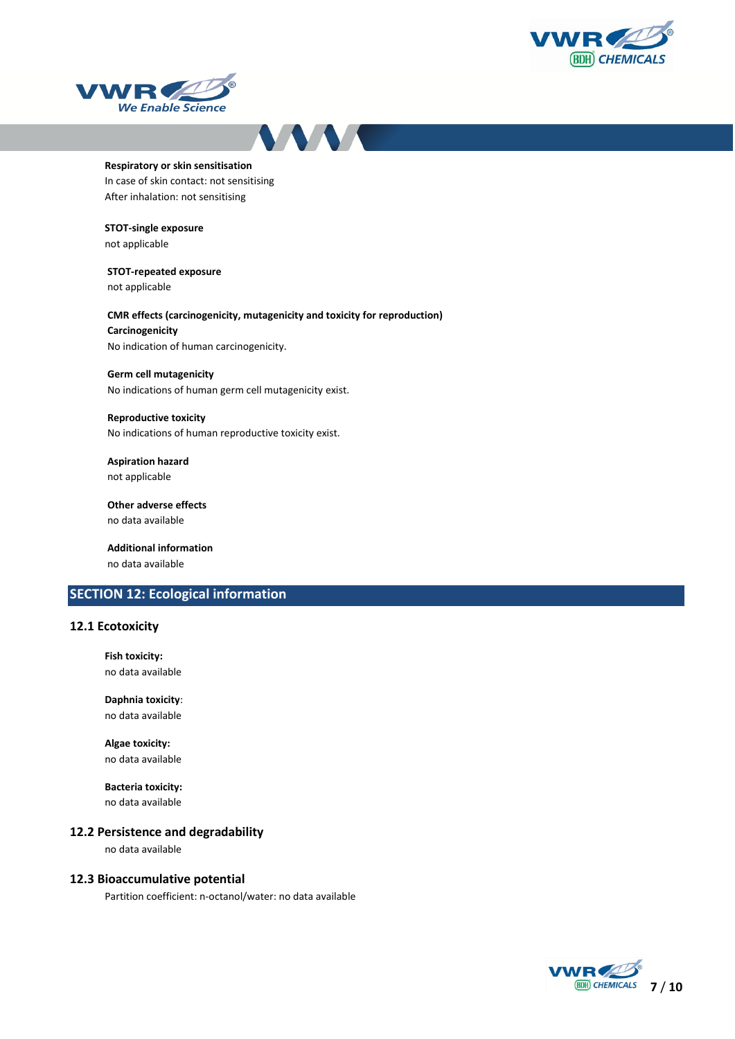**Respiratory or skin sensitisation**
In case of skin contact: not sensitising
After inhalation: not sensitising

**STOT-single exposure**
not applicable

**STOT-repeated exposure**
not applicable

**CMR effects (carcinogenicity, mutagenicity and toxicity for reproduction)**
**Carcinogenicity**
No indication of human carcinogenicity.

**Germ cell mutagenicity**
No indications of human germ cell mutagenicity exist.

**Reproductive toxicity**
No indications of human reproductive toxicity exist.

**Aspiration hazard**
not applicable

**Other adverse effects**
no data available

**Additional information**
no data available

## SECTION 12: Ecological information

### 12.1 Ecotoxicity

**Fish toxicity:**
no data available

**Daphnia toxicity**:
no data available

**Algae toxicity:**
no data available

**Bacteria toxicity:**
no data available

### 12.2 Persistence and degradability

no data available

### 12.3 Bioaccumulative potential

Partition coefficient: n-octanol/water: no data available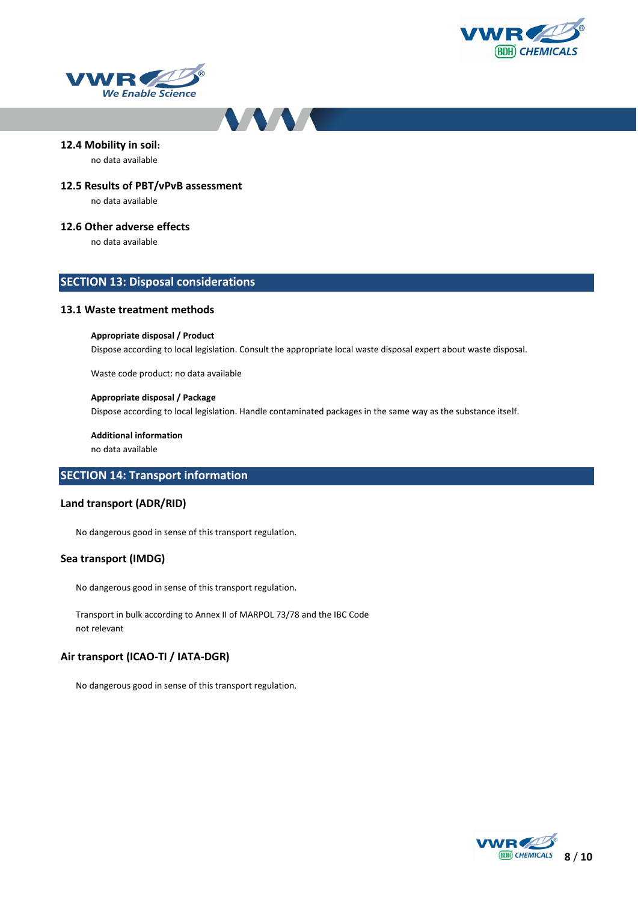### 12.4 Mobility in soil:

no data available

### 12.5 Results of PBT/vPvB assessment

no data available

### 12.6 Other adverse effects

no data available

## SECTION 13: Disposal considerations

### 13.1 Waste treatment methods

**Appropriate disposal / Product**

Dispose according to local legislation. Consult the appropriate local waste disposal expert about waste disposal.

Waste code product: no data available

**Appropriate disposal / Package**

Dispose according to local legislation. Handle contaminated packages in the same way as the substance itself.

**Additional information**

no data available

## SECTION 14: Transport information

### Land transport (ADR/RID)

No dangerous good in sense of this transport regulation.

### Sea transport (IMDG)

No dangerous good in sense of this transport regulation.

Transport in bulk according to Annex II of MARPOL 73/78 and the IBC Code
not relevant

### Air transport (ICAO-TI / IATA-DGR)

No dangerous good in sense of this transport regulation.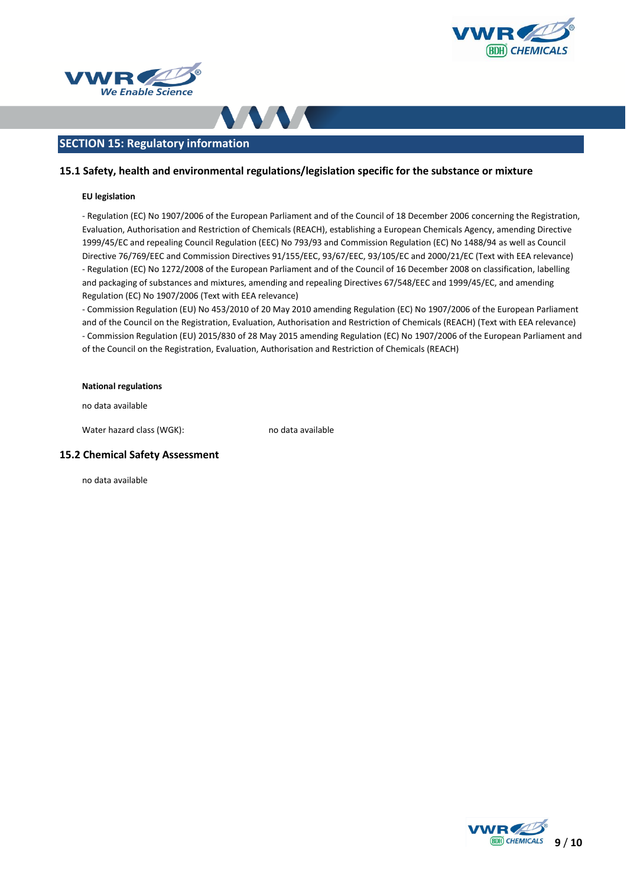## SECTION 15: Regulatory information

### 15.1 Safety, health and environmental regulations/legislation specific for the substance or mixture

**EU legislation**

- Regulation (EC) No 1907/2006 of the European Parliament and of the Council of 18 December 2006 concerning the Registration, Evaluation, Authorisation and Restriction of Chemicals (REACH), establishing a European Chemicals Agency, amending Directive 1999/45/EC and repealing Council Regulation (EEC) No 793/93 and Commission Regulation (EC) No 1488/94 as well as Council Directive 76/769/EEC and Commission Directives 91/155/EEC, 93/67/EEC, 93/105/EC and 2000/21/EC (Text with EEA relevance)
- Regulation (EC) No 1272/2008 of the European Parliament and of the Council of 16 December 2008 on classification, labelling and packaging of substances and mixtures, amending and repealing Directives 67/548/EEC and 1999/45/EC, and amending Regulation (EC) No 1907/2006 (Text with EEA relevance)
- Commission Regulation (EU) No 453/2010 of 20 May 2010 amending Regulation (EC) No 1907/2006 of the European Parliament and of the Council on the Registration, Evaluation, Authorisation and Restriction of Chemicals (REACH) (Text with EEA relevance)
- Commission Regulation (EU) 2015/830 of 28 May 2015 amending Regulation (EC) No 1907/2006 of the European Parliament and of the Council on the Registration, Evaluation, Authorisation and Restriction of Chemicals (REACH)

**National regulations**

no data available

Water hazard class (WGK): no data available

### 15.2 Chemical Safety Assessment

no data available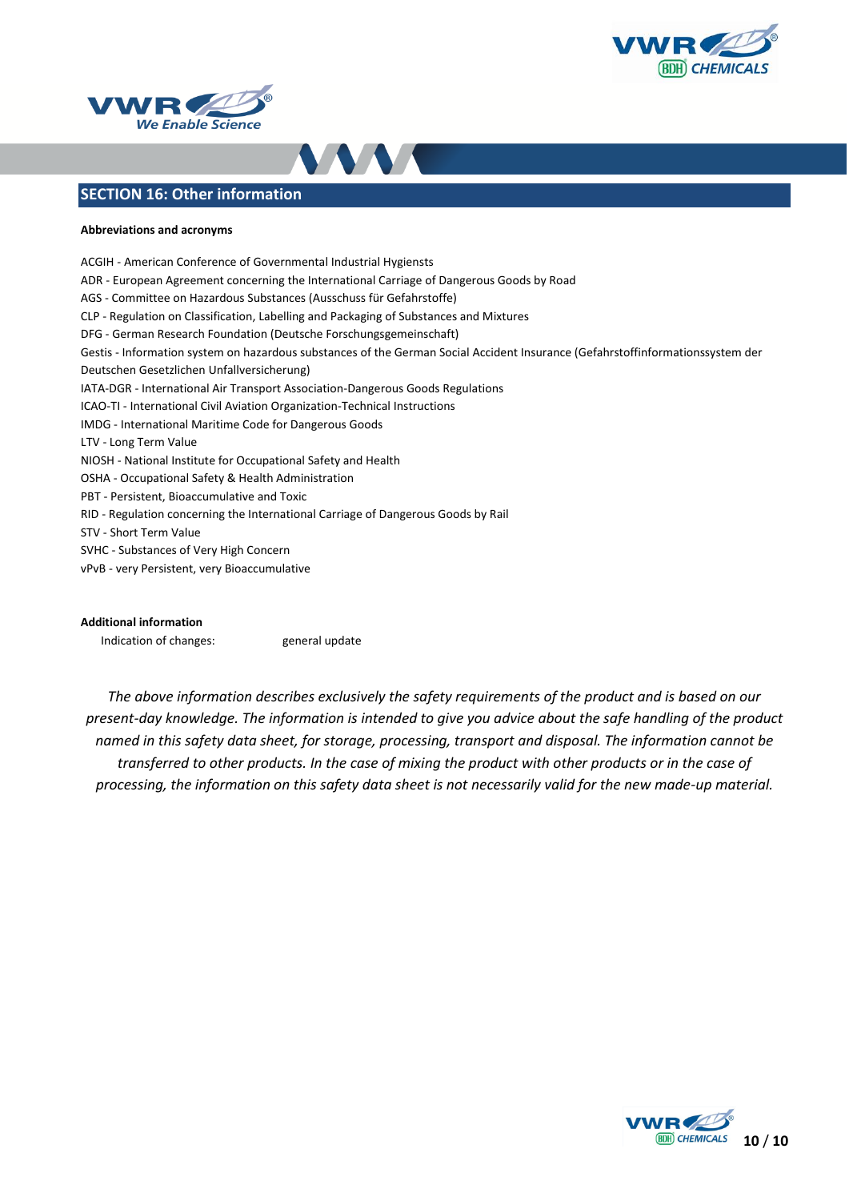## SECTION 16: Other information

**Abbreviations and acronyms**

ACGIH - American Conference of Governmental Industrial Hygiensts
ADR - European Agreement concerning the International Carriage of Dangerous Goods by Road
AGS - Committee on Hazardous Substances (Ausschuss für Gefahrstoffe)
CLP - Regulation on Classification, Labelling and Packaging of Substances and Mixtures
DFG - German Research Foundation (Deutsche Forschungsgemeinschaft)
Gestis - Information system on hazardous substances of the German Social Accident Insurance (Gefahrstoffinformationssystem der Deutschen Gesetzlichen Unfallversicherung)
IATA-DGR - International Air Transport Association-Dangerous Goods Regulations
ICAO-TI - International Civil Aviation Organization-Technical Instructions
IMDG - International Maritime Code for Dangerous Goods
LTV - Long Term Value
NIOSH - National Institute for Occupational Safety and Health
OSHA - Occupational Safety & Health Administration
PBT - Persistent, Bioaccumulative and Toxic
RID - Regulation concerning the International Carriage of Dangerous Goods by Rail
STV - Short Term Value
SVHC - Substances of Very High Concern
vPvB - very Persistent, very Bioaccumulative

**Additional information**

Indication of changes: general update

*The above information describes exclusively the safety requirements of the product and is based on our present-day knowledge. The information is intended to give you advice about the safe handling of the product named in this safety data sheet, for storage, processing, transport and disposal. The information cannot be transferred to other products. In the case of mixing the product with other products or in the case of processing, the information on this safety data sheet is not necessarily valid for the new made-up material.*